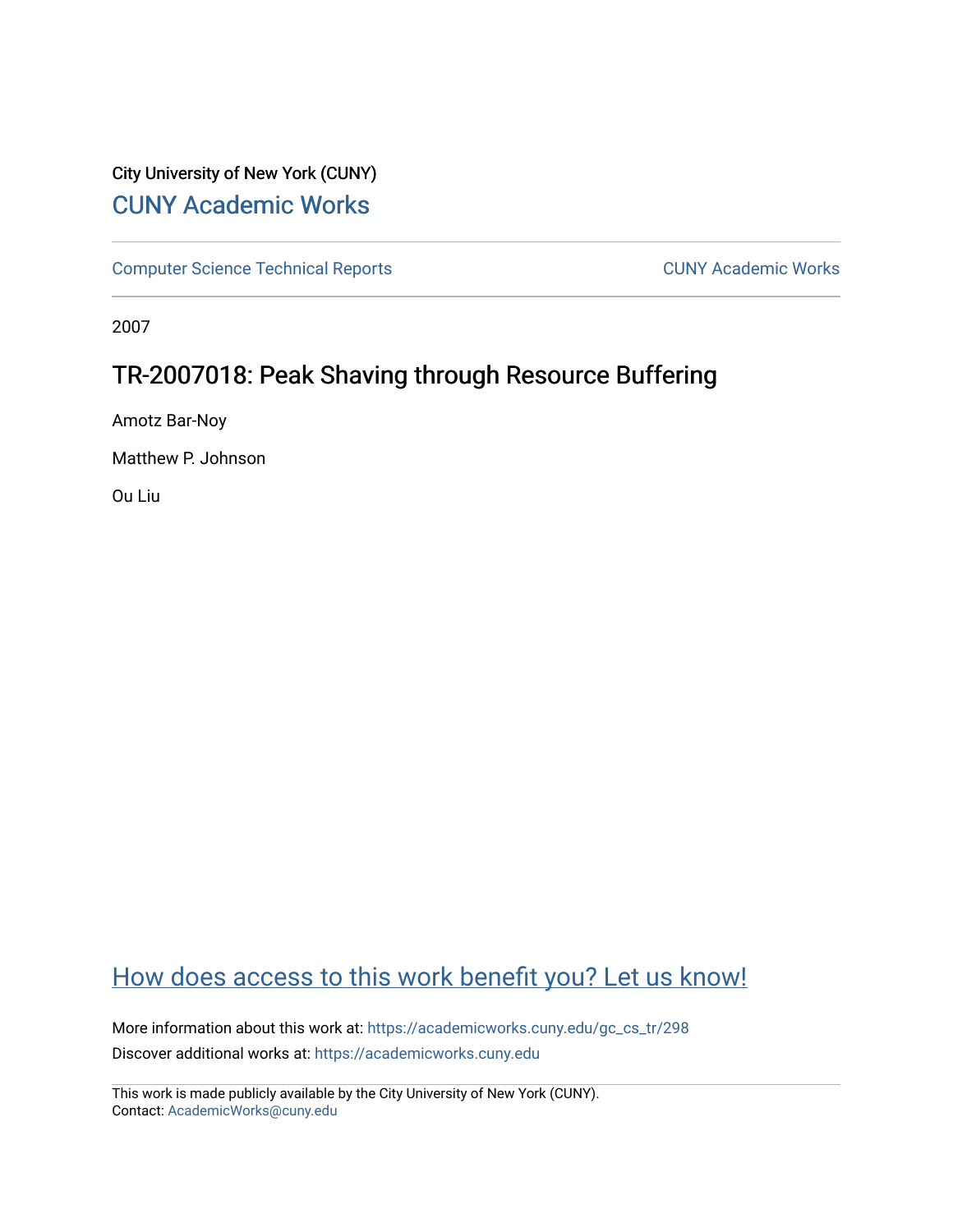City University of New York (CUNY)

CUNY Academic Works

Computer Science Technical Reports | CUNY Academic Works

2007

# TR-2007018: Peak Shaving through Resource Buffering

Amotz Bar-Noy

Matthew P. Johnson

Ou Liu

How does access to this work benefit you? Let us know!

More information about this work at: https://academicworks.cuny.edu/gc_cs_tr/298

Discover additional works at: https://academicworks.cuny.edu

This work is made publicly available by the City University of New York (CUNY).
Contact: AcademicWorks@cuny.edu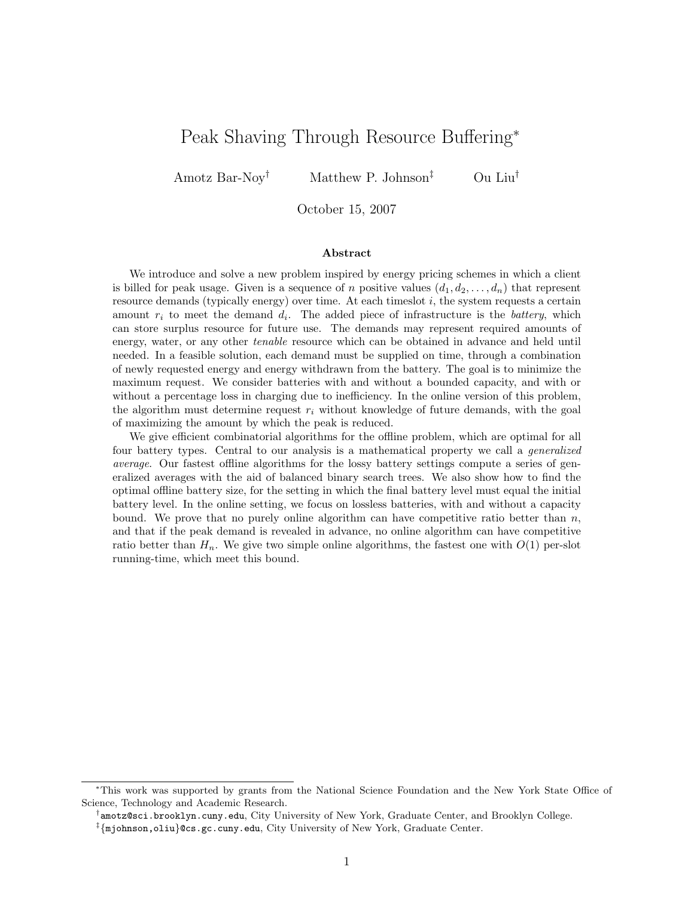# Peak Shaving Through Resource Buffering*

Amotz Bar-Noy[†] Matthew P. Johnson[‡] Ou Liu[†]

October 15, 2007

### Abstract

We introduce and solve a new problem inspired by energy pricing schemes in which a client is billed for peak usage. Given is a sequence of $n$ positive values $(d_1, d_2, \ldots, d_n)$ that represent resource demands (typically energy) over time. At each timeslot $i$, the system requests a certain amount $r_i$ to meet the demand $d_i$. The added piece of infrastructure is the *battery*, which can store surplus resource for future use. The demands may represent required amounts of energy, water, or any other *tenable* resource which can be obtained in advance and held until needed. In a feasible solution, each demand must be supplied on time, through a combination of newly requested energy and energy withdrawn from the battery. The goal is to minimize the maximum request. We consider batteries with and without a bounded capacity, and with or without a percentage loss in charging due to inefficiency. In the online version of this problem, the algorithm must determine request $r_i$ without knowledge of future demands, with the goal of maximizing the amount by which the peak is reduced.

We give efficient combinatorial algorithms for the offline problem, which are optimal for all four battery types. Central to our analysis is a mathematical property we call a *generalized average*. Our fastest offline algorithms for the lossy battery settings compute a series of generalized averages with the aid of balanced binary search trees. We also show how to find the optimal offline battery size, for the setting in which the final battery level must equal the initial battery level. In the online setting, we focus on lossless batteries, with and without a capacity bound. We prove that no purely online algorithm can have competitive ratio better than $n$, and that if the peak demand is revealed in advance, no online algorithm can have competitive ratio better than $H_n$. We give two simple online algorithms, the fastest one with $O(1)$ per-slot running-time, which meet this bound.

---

*This work was supported by grants from the National Science Foundation and the New York State Office of Science, Technology and Academic Research.

[†] amotz@sci.brooklyn.cuny.edu, City University of New York, Graduate Center, and Brooklyn College.

[‡] {mjohnson,oliu}@cs.gc.cuny.edu, City University of New York, Graduate Center.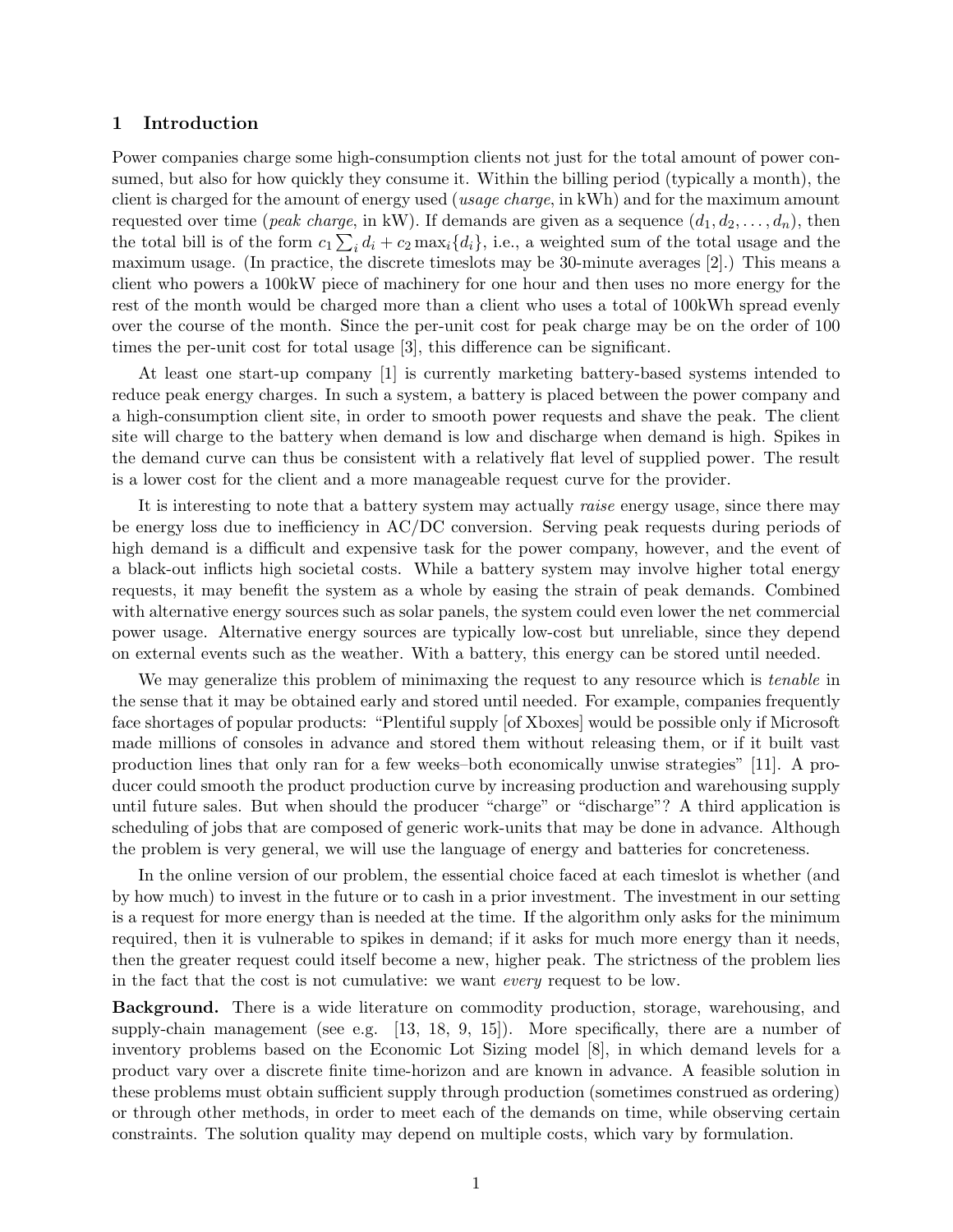## 1 Introduction

Power companies charge some high-consumption clients not just for the total amount of power consumed, but also for how quickly they consume it. Within the billing period (typically a month), the client is charged for the amount of energy used (*usage charge*, in kWh) and for the maximum amount requested over time (*peak charge*, in kW). If demands are given as a sequence $(d_1, d_2, \ldots, d_n)$, then the total bill is of the form $c_1 \sum_i d_i + c_2 \max_i\{d_i\}$, i.e., a weighted sum of the total usage and the maximum usage. (In practice, the discrete timeslots may be 30-minute averages [2].) This means a client who powers a 100kW piece of machinery for one hour and then uses no more energy for the rest of the month would be charged more than a client who uses a total of 100kWh spread evenly over the course of the month. Since the per-unit cost for peak charge may be on the order of 100 times the per-unit cost for total usage [3], this difference can be significant.

At least one start-up company [1] is currently marketing battery-based systems intended to reduce peak energy charges. In such a system, a battery is placed between the power company and a high-consumption client site, in order to smooth power requests and shave the peak. The client site will charge to the battery when demand is low and discharge when demand is high. Spikes in the demand curve can thus be consistent with a relatively flat level of supplied power. The result is a lower cost for the client and a more manageable request curve for the provider.

It is interesting to note that a battery system may actually *raise* energy usage, since there may be energy loss due to inefficiency in AC/DC conversion. Serving peak requests during periods of high demand is a difficult and expensive task for the power company, however, and the event of a black-out inflicts high societal costs. While a battery system may involve higher total energy requests, it may benefit the system as a whole by easing the strain of peak demands. Combined with alternative energy sources such as solar panels, the system could even lower the net commercial power usage. Alternative energy sources are typically low-cost but unreliable, since they depend on external events such as the weather. With a battery, this energy can be stored until needed.

We may generalize this problem of minimaxing the request to any resource which is *tenable* in the sense that it may be obtained early and stored until needed. For example, companies frequently face shortages of popular products: "Plentiful supply [of Xboxes] would be possible only if Microsoft made millions of consoles in advance and stored them without releasing them, or if it built vast production lines that only ran for a few weeks–both economically unwise strategies" [11]. A producer could smooth the product production curve by increasing production and warehousing supply until future sales. But when should the producer "charge" or "discharge"? A third application is scheduling of jobs that are composed of generic work-units that may be done in advance. Although the problem is very general, we will use the language of energy and batteries for concreteness.

In the online version of our problem, the essential choice faced at each timeslot is whether (and by how much) to invest in the future or to cash in a prior investment. The investment in our setting is a request for more energy than is needed at the time. If the algorithm only asks for the minimum required, then it is vulnerable to spikes in demand; if it asks for much more energy than it needs, then the greater request could itself become a new, higher peak. The strictness of the problem lies in the fact that the cost is not cumulative: we want *every* request to be low.

**Background.** There is a wide literature on commodity production, storage, warehousing, and supply-chain management (see e.g. [13, 18, 9, 15]). More specifically, there are a number of inventory problems based on the Economic Lot Sizing model [8], in which demand levels for a product vary over a discrete finite time-horizon and are known in advance. A feasible solution in these problems must obtain sufficient supply through production (sometimes construed as ordering) or through other methods, in order to meet each of the demands on time, while observing certain constraints. The solution quality may depend on multiple costs, which vary by formulation.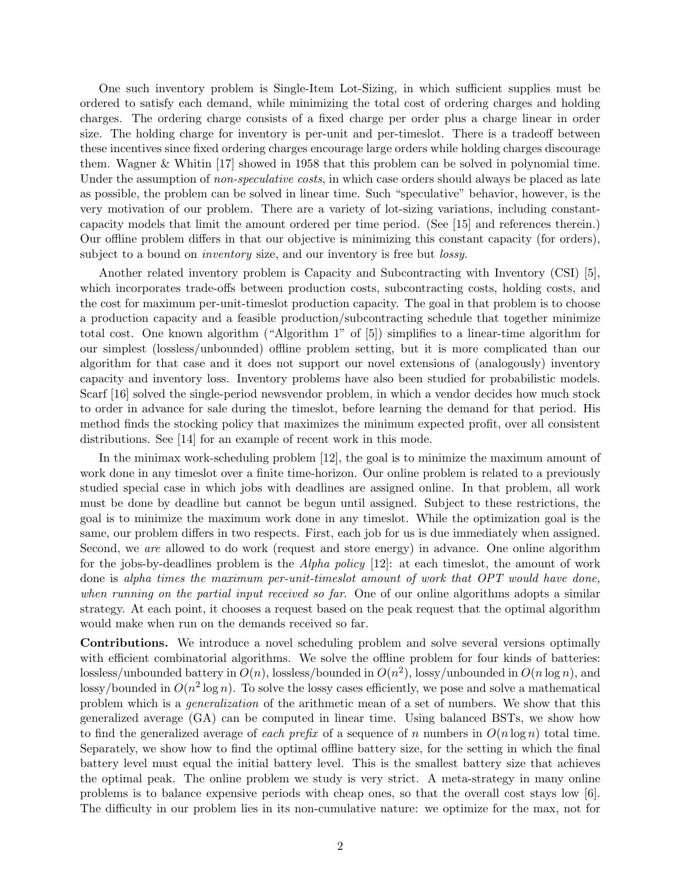One such inventory problem is Single-Item Lot-Sizing, in which sufficient supplies must be ordered to satisfy each demand, while minimizing the total cost of ordering charges and holding charges. The ordering charge consists of a fixed charge per order plus a charge linear in order size. The holding charge for inventory is per-unit and per-timeslot. There is a tradeoff between these incentives since fixed ordering charges encourage large orders while holding charges discourage them. Wagner & Whitin [17] showed in 1958 that this problem can be solved in polynomial time. Under the assumption of *non-speculative costs*, in which case orders should always be placed as late as possible, the problem can be solved in linear time. Such "speculative" behavior, however, is the very motivation of our problem. There are a variety of lot-sizing variations, including constant-capacity models that limit the amount ordered per time period. (See [15] and references therein.) Our offline problem differs in that our objective is minimizing this constant capacity (for orders), subject to a bound on *inventory* size, and our inventory is free but *lossy*.

Another related inventory problem is Capacity and Subcontracting with Inventory (CSI) [5], which incorporates trade-offs between production costs, subcontracting costs, holding costs, and the cost for maximum per-unit-timeslot production capacity. The goal in that problem is to choose a production capacity and a feasible production/subcontracting schedule that together minimize total cost. One known algorithm ("Algorithm 1" of [5]) simplifies to a linear-time algorithm for our simplest (lossless/unbounded) offline problem setting, but it is more complicated than our algorithm for that case and it does not support our novel extensions of (analogously) inventory capacity and inventory loss. Inventory problems have also been studied for probabilistic models. Scarf [16] solved the single-period newsvendor problem, in which a vendor decides how much stock to order in advance for sale during the timeslot, before learning the demand for that period. His method finds the stocking policy that maximizes the minimum expected profit, over all consistent distributions. See [14] for an example of recent work in this mode.

In the minimax work-scheduling problem [12], the goal is to minimize the maximum amount of work done in any timeslot over a finite time-horizon. Our online problem is related to a previously studied special case in which jobs with deadlines are assigned online. In that problem, all work must be done by deadline but cannot be begun until assigned. Subject to these restrictions, the goal is to minimize the maximum work done in any timeslot. While the optimization goal is the same, our problem differs in two respects. First, each job for us is due immediately when assigned. Second, we *are* allowed to do work (request and store energy) in advance. One online algorithm for the jobs-by-deadlines problem is the *Alpha policy* [12]: at each timeslot, the amount of work done is *alpha times the maximum per-unit-timeslot amount of work that OPT would have done, when running on the partial input received so far*. One of our online algorithms adopts a similar strategy. At each point, it chooses a request based on the peak request that the optimal algorithm would make when run on the demands received so far.

**Contributions.** We introduce a novel scheduling problem and solve several versions optimally with efficient combinatorial algorithms. We solve the offline problem for four kinds of batteries: lossless/unbounded battery in $O(n)$, lossless/bounded in $O(n^2)$, lossy/unbounded in $O(n \log n)$, and lossy/bounded in $O(n^2 \log n)$. To solve the lossy cases efficiently, we pose and solve a mathematical problem which is a *generalization* of the arithmetic mean of a set of numbers. We show that this generalized average (GA) can be computed in linear time. Using balanced BSTs, we show how to find the generalized average of *each prefix* of a sequence of $n$ numbers in $O(n \log n)$ total time. Separately, we show how to find the optimal offline battery size, for the setting in which the final battery level must equal the initial battery level. This is the smallest battery size that achieves the optimal peak. The online problem we study is very strict. A meta-strategy in many online problems is to balance expensive periods with cheap ones, so that the overall cost stays low [6]. The difficulty in our problem lies in its non-cumulative nature: we optimize for the max, not for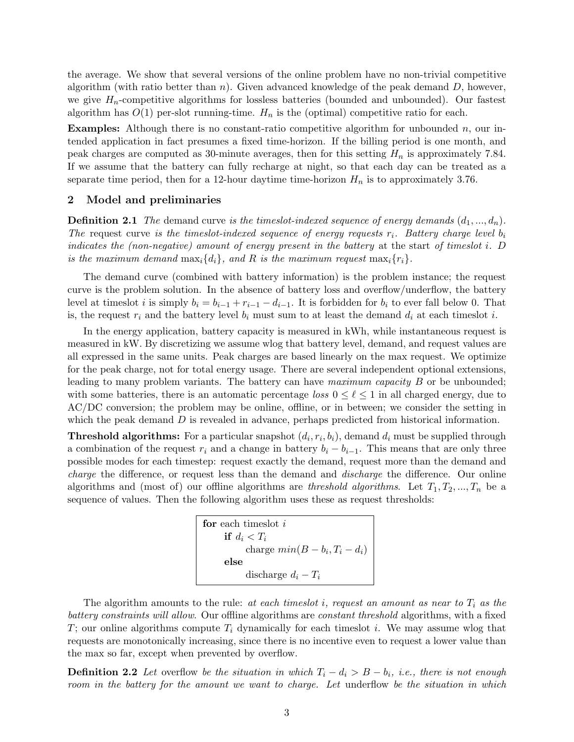the average. We show that several versions of the online problem have no non-trivial competitive algorithm (with ratio better than $n$). Given advanced knowledge of the peak demand $D$, however, we give $H_n$-competitive algorithms for lossless batteries (bounded and unbounded). Our fastest algorithm has $O(1)$ per-slot running-time. $H_n$ is the (optimal) competitive ratio for each.

**Examples:** Although there is no constant-ratio competitive algorithm for unbounded $n$, our intended application in fact presumes a fixed time-horizon. If the billing period is one month, and peak charges are computed as 30-minute averages, then for this setting $H_n$ is approximately 7.84. If we assume that the battery can fully recharge at night, so that each day can be treated as a separate time period, then for a 12-hour daytime time-horizon $H_n$ is to approximately 3.76.

## 2 Model and preliminaries

**Definition 2.1** *The* demand curve *is the timeslot-indexed sequence of energy demands* $(d_1, ..., d_n)$*. The* request curve *is the timeslot-indexed sequence of energy requests* $r_i$*. Battery charge level* $b_i$ *indicates the (non-negative) amount of energy present in the battery* at the start *of timeslot* $i$*.* $D$ *is the maximum demand* $\max_i\{d_i\}$*, and* $R$ *is the maximum request* $\max_i\{r_i\}$*.*

The demand curve (combined with battery information) is the problem instance; the request curve is the problem solution. In the absence of battery loss and overflow/underflow, the battery level at timeslot $i$ is simply $b_i = b_{i-1} + r_{i-1} - d_{i-1}$. It is forbidden for $b_i$ to ever fall below 0. That is, the request $r_i$ and the battery level $b_i$ must sum to at least the demand $d_i$ at each timeslot $i$.

In the energy application, battery capacity is measured in kWh, while instantaneous request is measured in kW. By discretizing we assume wlog that battery level, demand, and request values are all expressed in the same units. Peak charges are based linearly on the max request. We optimize for the peak charge, not for total energy usage. There are several independent optional extensions, leading to many problem variants. The battery can have *maximum capacity* $B$ or be unbounded; with some batteries, there is an automatic percentage *loss* $0 \leq \ell \leq 1$ in all charged energy, due to AC/DC conversion; the problem may be online, offline, or in between; we consider the setting in which the peak demand $D$ is revealed in advance, perhaps predicted from historical information.

**Threshold algorithms:** For a particular snapshot $(d_i, r_i, b_i)$, demand $d_i$ must be supplied through a combination of the request $r_i$ and a change in battery $b_i - b_{i-1}$. This means that are only three possible modes for each timestep: request exactly the demand, request more than the demand and *charge* the difference, or request less than the demand and *discharge* the difference. Our online algorithms and (most of) our offline algorithms are *threshold algorithms*. Let $T_1, T_2, ..., T_n$ be a sequence of values. Then the following algorithm uses these as request thresholds:

```
for each timeslot i
    if d_i < T_i
        charge min(B − b_i, T_i − d_i)
    else
        discharge d_i − T_i
```

The algorithm amounts to the rule: *at each timeslot* $i$*, request an amount as near to* $T_i$ *as the battery constraints will allow*. Our offline algorithms are *constant threshold* algorithms, with a fixed $T$; our online algorithms compute $T_i$ dynamically for each timeslot $i$. We may assume wlog that requests are monotonically increasing, since there is no incentive even to request a lower value than the max so far, except when prevented by overflow.

**Definition 2.2** *Let* overflow *be the situation in which* $T_i - d_i > B - b_i$*, i.e., there is not enough room in the battery for the amount we want to charge. Let* underflow *be the situation in which*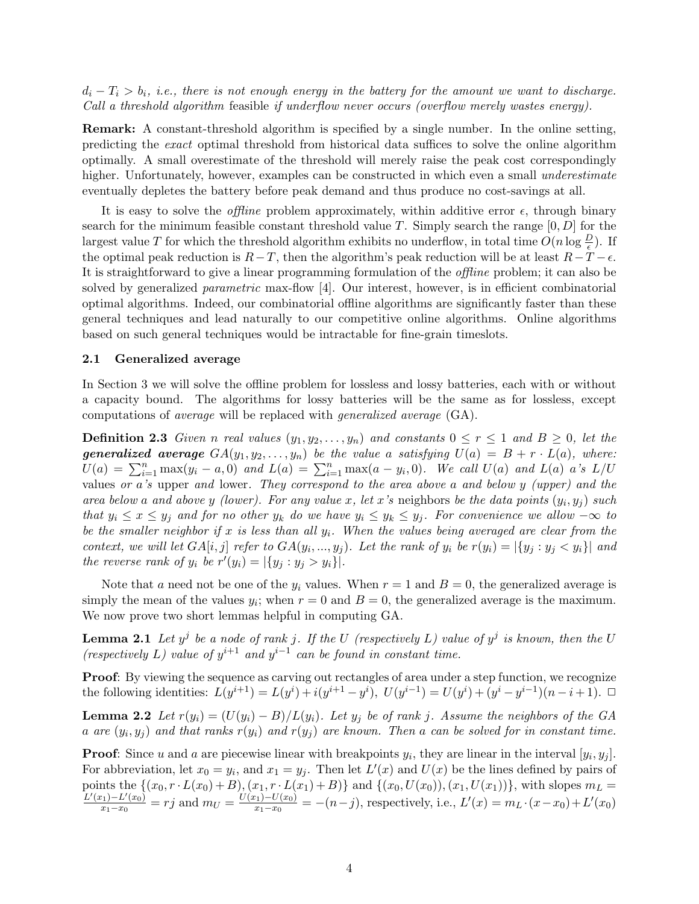$d_i - T_i > b_i$, *i.e., there is not enough energy in the battery for the amount we want to discharge. Call a threshold algorithm* feasible *if underflow never occurs (overflow merely wastes energy).*

**Remark:** A constant-threshold algorithm is specified by a single number. In the online setting, predicting the *exact* optimal threshold from historical data suffices to solve the online algorithm optimally. A small overestimate of the threshold will merely raise the peak cost correspondingly higher. Unfortunately, however, examples can be constructed in which even a small *underestimate* eventually depletes the battery before peak demand and thus produce no cost-savings at all.

It is easy to solve the *offline* problem approximately, within additive error $\epsilon$, through binary search for the minimum feasible constant threshold value $T$. Simply search the range $[0, D]$ for the largest value $T$ for which the threshold algorithm exhibits no underflow, in total time $O(n \log \frac{D}{\epsilon})$. If the optimal peak reduction is $R - T$, then the algorithm's peak reduction will be at least $R - T - \epsilon$. It is straightforward to give a linear programming formulation of the *offline* problem; it can also be solved by generalized *parametric* max-flow [4]. Our interest, however, is in efficient combinatorial optimal algorithms. Indeed, our combinatorial offline algorithms are significantly faster than these general techniques and lead naturally to our competitive online algorithms. Online algorithms based on such general techniques would be intractable for fine-grain timeslots.

### 2.1 Generalized average

In Section 3 we will solve the offline problem for lossless and lossy batteries, each with or without a capacity bound. The algorithms for lossy batteries will be the same as for lossless, except computations of *average* will be replaced with *generalized average* (GA).

**Definition 2.3** *Given $n$ real values $(y_1, y_2, \ldots, y_n)$ and constants $0 \le r \le 1$ and $B \ge 0$, let the **generalized average** $GA(y_1, y_2, \ldots, y_n)$ be the value $a$ satisfying $U(a) = B + r \cdot L(a)$, where: $U(a) = \sum_{i=1}^{n} \max(y_i - a, 0)$ and $L(a) = \sum_{i=1}^{n} \max(a - y_i, 0)$. We call $U(a)$ and $L(a)$ $a$'s L/U values or $a$'s* upper *and* lower*. They correspond to the area above $a$ and below $y$ (upper) and the area below $a$ and above $y$ (lower). For any value $x$, let $x$'s* neighbors *be the data points $(y_i, y_j)$ such that $y_i \le x \le y_j$ and for no other $y_k$ do we have $y_i \le y_k \le y_j$. For convenience we allow $-\infty$ to be the smaller neighbor if $x$ is less than all $y_i$. When the values being averaged are clear from the context, we will let $GA[i, j]$ refer to $GA(y_i, \ldots, y_j)$. Let the rank of $y_i$ be $r(y_i) = |\{y_j : y_j < y_i\}|$ and the reverse rank of $y_i$ be $r'(y_i) = |\{y_j : y_j > y_i\}|$.*

Note that $a$ need not be one of the $y_i$ values. When $r = 1$ and $B = 0$, the generalized average is simply the mean of the values $y_i$; when $r = 0$ and $B = 0$, the generalized average is the maximum. We now prove two short lemmas helpful in computing GA.

**Lemma 2.1** *Let $y^j$ be a node of rank $j$. If the $U$ (respectively $L$) value of $y^j$ is known, then the $U$ (respectively $L$) value of $y^{i+1}$ and $y^{i-1}$ can be found in constant time.*

**Proof**: By viewing the sequence as carving out rectangles of area under a step function, we recognize the following identities: $L(y^{i+1}) = L(y^i) + i(y^{i+1} - y^i)$, $U(y^{i-1}) = U(y^i) + (y^i - y^{i-1})(n - i + 1)$. $\Box$

**Lemma 2.2** *Let $r(y_i) = (U(y_i) - B)/L(y_i)$. Let $y_j$ be of rank $j$. Assume the neighbors of the GA $a$ are $(y_i, y_j)$ and that ranks $r(y_i)$ and $r(y_j)$ are known. Then $a$ can be solved for in constant time.*

**Proof**: Since $u$ and $a$ are piecewise linear with breakpoints $y_i$, they are linear in the interval $[y_i, y_j]$. For abbreviation, let $x_0 = y_i$, and $x_1 = y_j$. Then let $L'(x)$ and $U(x)$ be the lines defined by pairs of points the $\{(x_0, r \cdot L(x_0) + B), (x_1, r \cdot L(x_1) + B)\}$ and $\{(x_0, U(x_0)), (x_1, U(x_1))\}$, with slopes $m_L = \frac{L'(x_1) - L'(x_0)}{x_1 - x_0} = rj$ and $m_U = \frac{U(x_1) - U(x_0)}{x_1 - x_0} = -(n - j)$, respectively, i.e., $L'(x) = m_L \cdot (x - x_0) + L'(x_0)$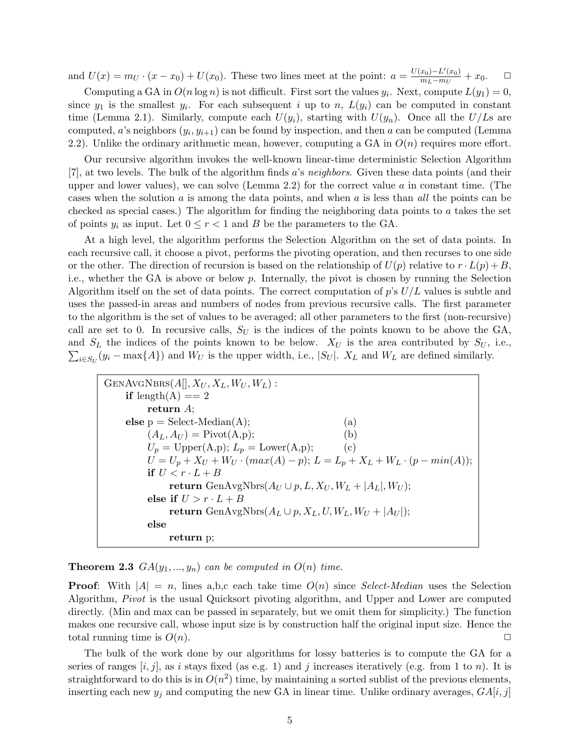and $U(x) = m_U \cdot (x - x_0) + U(x_0)$. These two lines meet at the point: $a = \frac{U(x_0) - L'(x_0)}{m_L - m_U} + x_0$. □

Computing a GA in $O(n \log n)$ is not difficult. First sort the values $y_i$. Next, compute $L(y_1) = 0$, since $y_1$ is the smallest $y_i$. For each subsequent $i$ up to $n$, $L(y_i)$ can be computed in constant time (Lemma 2.1). Similarly, compute each $U(y_i)$, starting with $U(y_n)$. Once all the $U/L$s are computed, $a$'s neighbors $(y_i, y_{i+1})$ can be found by inspection, and then $a$ can be computed (Lemma 2.2). Unlike the ordinary arithmetic mean, however, computing a GA in $O(n)$ requires more effort.

Our recursive algorithm invokes the well-known linear-time deterministic Selection Algorithm [7], at two levels. The bulk of the algorithm finds $a$'s *neighbors*. Given these data points (and their upper and lower values), we can solve (Lemma 2.2) for the correct value $a$ in constant time. (The cases when the solution $a$ is among the data points, and when $a$ is less than *all* the points can be checked as special cases.) The algorithm for finding the neighboring data points to $a$ takes the set of points $y_i$ as input. Let $0 \leq r < 1$ and $B$ be the parameters to the GA.

At a high level, the algorithm performs the Selection Algorithm on the set of data points. In each recursive call, it choose a pivot, performs the pivoting operation, and then recurses to one side or the other. The direction of recursion is based on the relationship of $U(p)$ relative to $r \cdot L(p) + B$, i.e., whether the GA is above or below $p$. Internally, the pivot is chosen by running the Selection Algorithm itself on the set of data points. The correct computation of $p$'s $U/L$ values is subtle and uses the passed-in areas and numbers of nodes from previous recursive calls. The first parameter to the algorithm is the set of values to be averaged; all other parameters to the first (non-recursive) call are set to 0. In recursive calls, $S_U$ is the indices of the points known to be above the GA, and $S_L$ the indices of the points known to be below. $X_U$ is the area contributed by $S_U$, i.e., $\sum_{i \in S_U}(y_i - \max\{A\})$ and $W_U$ is the upper width, i.e., $|S_U|$. $X_L$ and $W_L$ are defined similarly.

```
GenAvgNbrs(A[], X_U, X_L, W_U, W_L) :
    if length(A) == 2
        return A;
    else p = Select-Median(A);                          (a)
        (A_L, A_U) = Pivot(A,p);                        (b)
        U_p = Upper(A,p); L_p = Lower(A,p);             (c)
        U = U_p + X_U + W_U · (max(A) − p); L = L_p + X_L + W_L · (p − min(A));
        if U < r · L + B
            return GenAvgNbrs(A_U ∪ p, L, X_U, W_L + |A_L|, W_U);
        else if U > r · L + B
            return GenAvgNbrs(A_L ∪ p, X_L, U, W_L, W_U + |A_U|);
        else
            return p;
```

**Theorem 2.3** *$GA(y_1, ..., y_n)$ can be computed in $O(n)$ time.*

**Proof**: With $|A| = n$, lines a,b,c each take time $O(n)$ since *Select-Median* uses the Selection Algorithm, *Pivot* is the usual Quicksort pivoting algorithm, and Upper and Lower are computed directly. (Min and max can be passed in separately, but we omit them for simplicity.) The function makes one recursive call, whose input size is by construction half the original input size. Hence the total running time is $O(n)$. □

The bulk of the work done by our algorithms for lossy batteries is to compute the GA for a series of ranges $[i, j]$, as $i$ stays fixed (as e.g. 1) and $j$ increases iteratively (e.g. from 1 to $n$). It is straightforward to do this is in $O(n^2)$ time, by maintaining a sorted sublist of the previous elements, inserting each new $y_j$ and computing the new GA in linear time. Unlike ordinary averages, $GA[i, j]$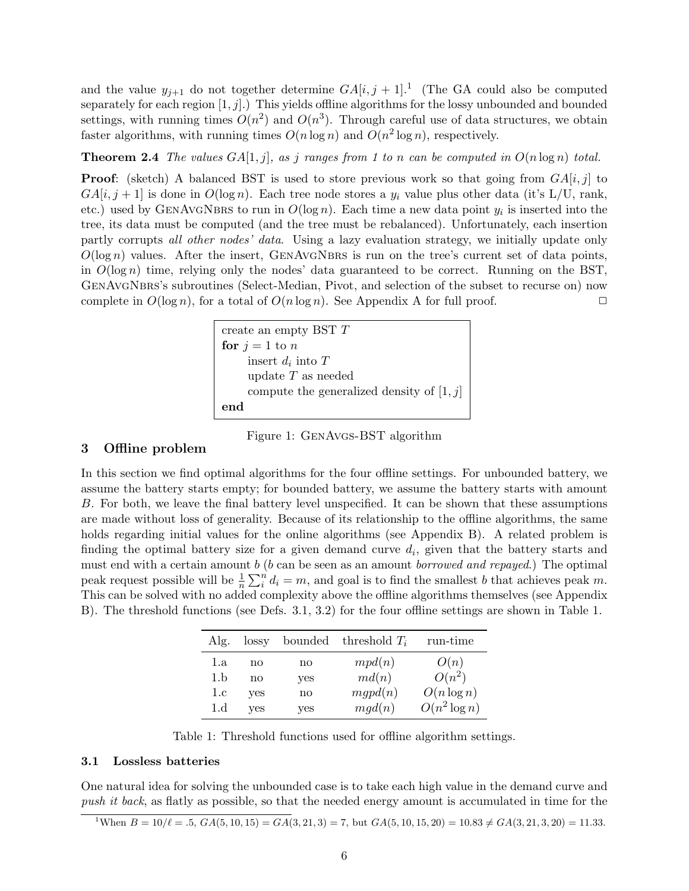and the value $y_{j+1}$ do not together determine $GA[i, j+1]$.[1] (The GA could also be computed separately for each region $[1, j]$.) This yields offline algorithms for the lossy unbounded and bounded settings, with running times $O(n^2)$ and $O(n^3)$. Through careful use of data structures, we obtain faster algorithms, with running times $O(n \log n)$ and $O(n^2 \log n)$, respectively.

**Theorem 2.4** *The values $GA[1, j]$, as $j$ ranges from 1 to $n$ can be computed in $O(n \log n)$ total.*

**Proof**: (sketch) A balanced BST is used to store previous work so that going from $GA[i, j]$ to $GA[i, j+1]$ is done in $O(\log n)$. Each tree node stores a $y_i$ value plus other data (it's L/U, rank, etc.) used by GenAvgNbrs to run in $O(\log n)$. Each time a new data point $y_i$ is inserted into the tree, its data must be computed (and the tree must be rebalanced). Unfortunately, each insertion partly corrupts *all other nodes' data*. Using a lazy evaluation strategy, we initially update only $O(\log n)$ values. After the insert, GenAvgNbrs is run on the tree's current set of data points, in $O(\log n)$ time, relying only the nodes' data guaranteed to be correct. Running on the BST, GenAvgNbrs's subroutines (Select-Median, Pivot, and selection of the subset to recurse on) now complete in $O(\log n)$, for a total of $O(n \log n)$. See Appendix A for full proof. □

```
create an empty BST T
for j = 1 to n
    insert d_i into T
    update T as needed
    compute the generalized density of [1, j]
end
```

Figure 1: GenAvgs-BST algorithm

## 3 Offline problem

In this section we find optimal algorithms for the four offline settings. For unbounded battery, we assume the battery starts empty; for bounded battery, we assume the battery starts with amount $B$. For both, we leave the final battery level unspecified. It can be shown that these assumptions are made without loss of generality. Because of its relationship to the offline algorithms, the same holds regarding initial values for the online algorithms (see Appendix B). A related problem is finding the optimal battery size for a given demand curve $d_i$, given that the battery starts and must end with a certain amount $b$ ($b$ can be seen as an amount *borrowed and repayed*.) The optimal peak request possible will be $\frac{1}{n}\sum_i^n d_i = m$, and goal is to find the smallest $b$ that achieves peak $m$. This can be solved with no added complexity above the offline algorithms themselves (see Appendix B). The threshold functions (see Defs. 3.1, 3.2) for the four offline settings are shown in Table 1.

| Alg. | lossy | bounded | threshold $T_i$ | run-time |
|---|---|---|---|---|
| 1.a | no | no | $mpd(n)$ | $O(n)$ |
| 1.b | no | yes | $md(n)$ | $O(n^2)$ |
| 1.c | yes | no | $mgpd(n)$ | $O(n \log n)$ |
| 1.d | yes | yes | $mgd(n)$ | $O(n^2 \log n)$ |

Table 1: Threshold functions used for offline algorithm settings.

### 3.1 Lossless batteries

One natural idea for solving the unbounded case is to take each high value in the demand curve and *push it back*, as flatly as possible, so that the needed energy amount is accumulated in time for the

[1] When $B = 10/\ell = .5$, $GA(5, 10, 15) = GA(3, 21, 3) = 7$, but $GA(5, 10, 15, 20) = 10.83 \neq GA(3, 21, 3, 20) = 11.33$.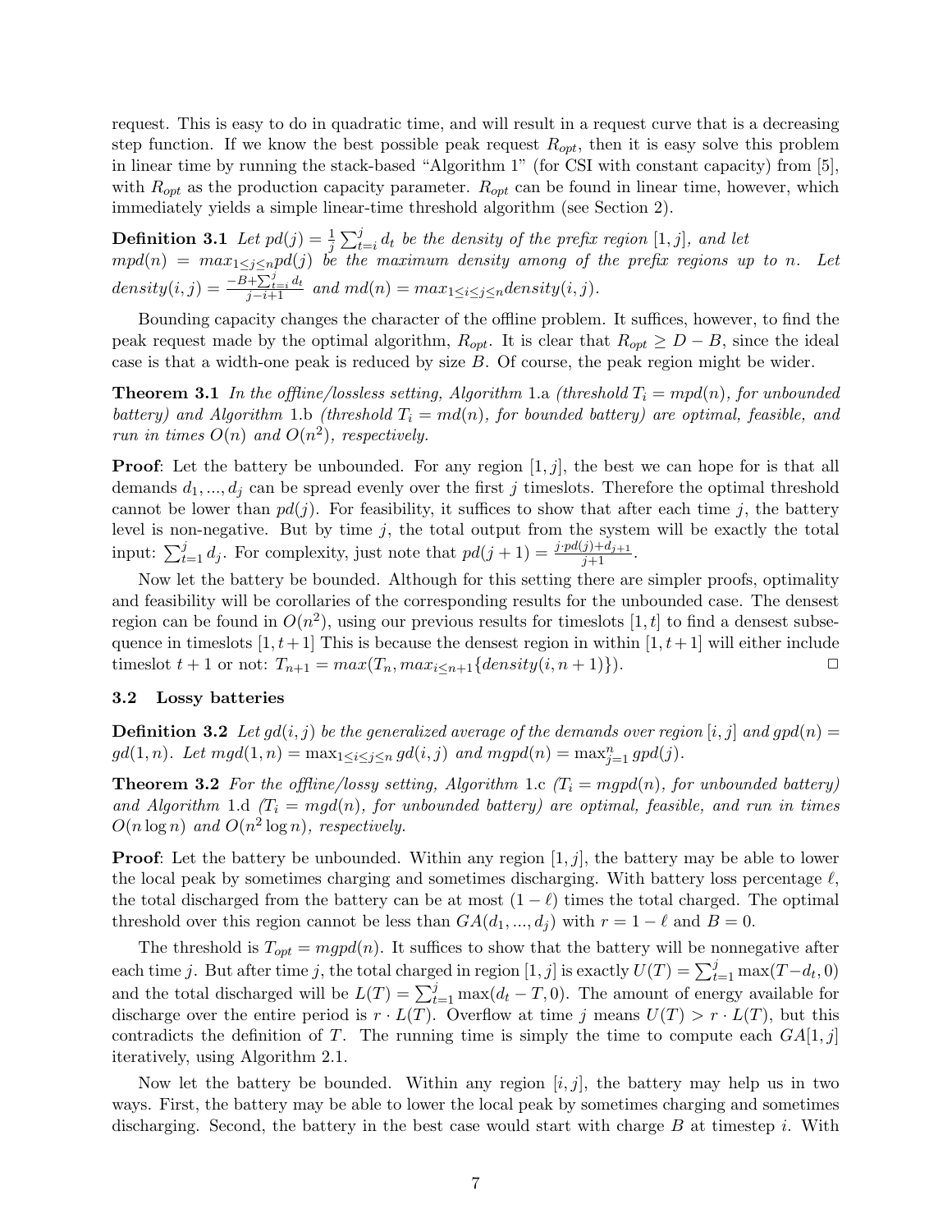request. This is easy to do in quadratic time, and will result in a request curve that is a decreasing step function. If we know the best possible peak request $R_{opt}$, then it is easy solve this problem in linear time by running the stack-based "Algorithm 1" (for CSI with constant capacity) from [5], with $R_{opt}$ as the production capacity parameter. $R_{opt}$ can be found in linear time, however, which immediately yields a simple linear-time threshold algorithm (see Section 2).

**Definition 3.1** *Let $pd(j) = \frac{1}{j}\sum_{t=i}^{j} d_t$ be the density of the prefix region $[1, j]$, and let $mpd(n) = max_{1\leq j\leq n} pd(j)$ be the maximum density among of the prefix regions up to $n$. Let $density(i, j) = \frac{-B+\sum_{t=i}^{j} d_t}{j-i+1}$ and $md(n) = max_{1\leq i\leq j\leq n} density(i, j)$.*

Bounding capacity changes the character of the offline problem. It suffices, however, to find the peak request made by the optimal algorithm, $R_{opt}$. It is clear that $R_{opt} \geq D - B$, since the ideal case is that a width-one peak is reduced by size $B$. Of course, the peak region might be wider.

**Theorem 3.1** *In the offline/lossless setting, Algorithm 1.a (threshold $T_i = mpd(n)$, for unbounded battery) and Algorithm 1.b (threshold $T_i = md(n)$, for bounded battery) are optimal, feasible, and run in times $O(n)$ and $O(n^2)$, respectively.*

**Proof**: Let the battery be unbounded. For any region $[1, j]$, the best we can hope for is that all demands $d_1, ..., d_j$ can be spread evenly over the first $j$ timeslots. Therefore the optimal threshold cannot be lower than $pd(j)$. For feasibility, it suffices to show that after each time $j$, the battery level is non-negative. But by time $j$, the total output from the system will be exactly the total input: $\sum_{t=1}^{j} d_j$. For complexity, just note that $pd(j+1) = \frac{j\cdot pd(j)+d_{j+1}}{j+1}$.

Now let the battery be bounded. Although for this setting there are simpler proofs, optimality and feasibility will be corollaries of the corresponding results for the unbounded case. The densest region can be found in $O(n^2)$, using our previous results for timeslots $[1, t]$ to find a densest subsequence in timeslots $[1, t+1]$ This is because the densest region in within $[1, t+1]$ will either include timeslot $t+1$ or not: $T_{n+1} = max(T_n, max_{i\leq n+1}\{density(i, n+1)\})$. □

### 3.2 Lossy batteries

**Definition 3.2** *Let $gd(i, j)$ be the generalized average of the demands over region $[i, j]$ and $gpd(n) = gd(1, n)$. Let $mgd(1, n) = \max_{1\leq i\leq j\leq n} gd(i, j)$ and $mgpd(n) = \max_{j=1}^{n} gpd(j)$.*

**Theorem 3.2** *For the offline/lossy setting, Algorithm 1.c ($T_i = mgpd(n)$, for unbounded battery) and Algorithm 1.d ($T_i = mgd(n)$, for unbounded battery) are optimal, feasible, and run in times $O(n \log n)$ and $O(n^2 \log n)$, respectively.*

**Proof**: Let the battery be unbounded. Within any region $[1, j]$, the battery may be able to lower the local peak by sometimes charging and sometimes discharging. With battery loss percentage $\ell$, the total discharged from the battery can be at most $(1 - \ell)$ times the total charged. The optimal threshold over this region cannot be less than $GA(d_1, ..., d_j)$ with $r = 1 - \ell$ and $B = 0$.

The threshold is $T_{opt} = mgpd(n)$. It suffices to show that the battery will be nonnegative after each time $j$. But after time $j$, the total charged in region $[1, j]$ is exactly $U(T) = \sum_{t=1}^{j} \max(T - d_t, 0)$ and the total discharged will be $L(T) = \sum_{t=1}^{j} \max(d_t - T, 0)$. The amount of energy available for discharge over the entire period is $r \cdot L(T)$. Overflow at time $j$ means $U(T) > r \cdot L(T)$, but this contradicts the definition of $T$. The running time is simply the time to compute each $GA[1, j]$ iteratively, using Algorithm 2.1.

Now let the battery be bounded. Within any region $[i, j]$, the battery may help us in two ways. First, the battery may be able to lower the local peak by sometimes charging and sometimes discharging. Second, the battery in the best case would start with charge $B$ at timestep $i$. With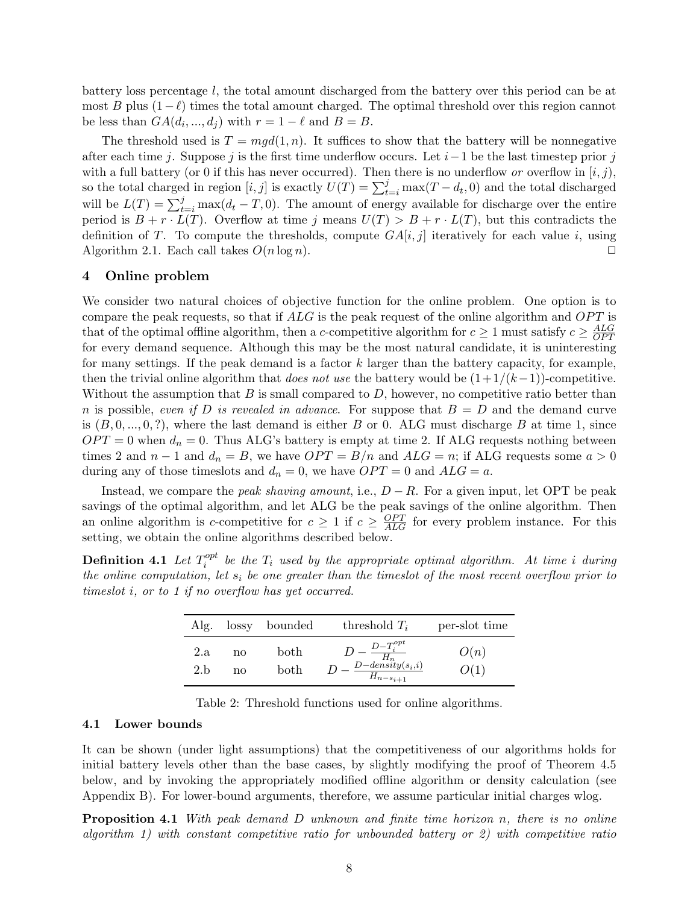battery loss percentage $l$, the total amount discharged from the battery over this period can be at most $B$ plus $(1-\ell)$ times the total amount charged. The optimal threshold over this region cannot be less than $GA(d_i, ..., d_j)$ with $r = 1 - \ell$ and $B = B$.

The threshold used is $T = mgd(1, n)$. It suffices to show that the battery will be nonnegative after each time $j$. Suppose $j$ is the first time underflow occurs. Let $i-1$ be the last timestep prior $j$ with a full battery (or 0 if this has never occurred). Then there is no underflow *or* overflow in $[i, j)$, so the total charged in region $[i, j]$ is exactly $U(T) = \sum_{t=i}^{j} \max(T - d_t, 0)$ and the total discharged will be $L(T) = \sum_{t=i}^{j} \max(d_t - T, 0)$. The amount of energy available for discharge over the entire period is $B + r \cdot L(T)$. Overflow at time $j$ means $U(T) > B + r \cdot L(T)$, but this contradicts the definition of $T$. To compute the thresholds, compute $GA[i, j]$ iteratively for each value $i$, using Algorithm 2.1. Each call takes $O(n \log n)$. □

## 4 Online problem

We consider two natural choices of objective function for the online problem. One option is to compare the peak requests, so that if $ALG$ is the peak request of the online algorithm and $OPT$ is that of the optimal offline algorithm, then a $c$-competitive algorithm for $c \geq 1$ must satisfy $c \geq \frac{ALG}{OPT}$ for every demand sequence. Although this may be the most natural candidate, it is uninteresting for many settings. If the peak demand is a factor $k$ larger than the battery capacity, for example, then the trivial online algorithm that *does not use* the battery would be $(1+1/(k-1))$-competitive. Without the assumption that $B$ is small compared to $D$, however, no competitive ratio better than $n$ is possible, *even if $D$ is revealed in advance*. For suppose that $B = D$ and the demand curve is $(B, 0, ..., 0, ?)$, where the last demand is either $B$ or 0. ALG must discharge $B$ at time 1, since $OPT = 0$ when $d_n = 0$. Thus ALG's battery is empty at time 2. If ALG requests nothing between times 2 and $n-1$ and $d_n = B$, we have $OPT = B/n$ and $ALG = n$; if ALG requests some $a > 0$ during any of those timeslots and $d_n = 0$, we have $OPT = 0$ and $ALG = a$.

Instead, we compare the *peak shaving amount*, i.e., $D - R$. For a given input, let OPT be peak savings of the optimal algorithm, and let ALG be the peak savings of the online algorithm. Then an online algorithm is $c$-competitive for $c \geq 1$ if $c \geq \frac{OPT}{ALG}$ for every problem instance. For this setting, we obtain the online algorithms described below.

**Definition 4.1** *Let $T_i^{opt}$ be the $T_i$ used by the appropriate optimal algorithm. At time $i$ during the online computation, let $s_i$ be one greater than the timeslot of the most recent overflow prior to timeslot $i$, or to 1 if no overflow has yet occurred.*

| Alg. | lossy | bounded | threshold $T_i$ | per-slot time |
|---|---|---|---|---|
| 2.a | no | both | $D - \frac{D - T_i^{opt}}{H_n}$ | $O(n)$ |
| 2.b | no | both | $D - \frac{D - density(s_i, i)}{H_{n-s_i+1}}$ | $O(1)$ |

Table 2: Threshold functions used for online algorithms.

### 4.1 Lower bounds

It can be shown (under light assumptions) that the competitiveness of our algorithms holds for initial battery levels other than the base cases, by slightly modifying the proof of Theorem 4.5 below, and by invoking the appropriately modified offline algorithm or density calculation (see Appendix B). For lower-bound arguments, therefore, we assume particular initial charges wlog.

**Proposition 4.1** *With peak demand $D$ unknown and finite time horizon $n$, there is no online algorithm 1) with constant competitive ratio for unbounded battery or 2) with competitive ratio*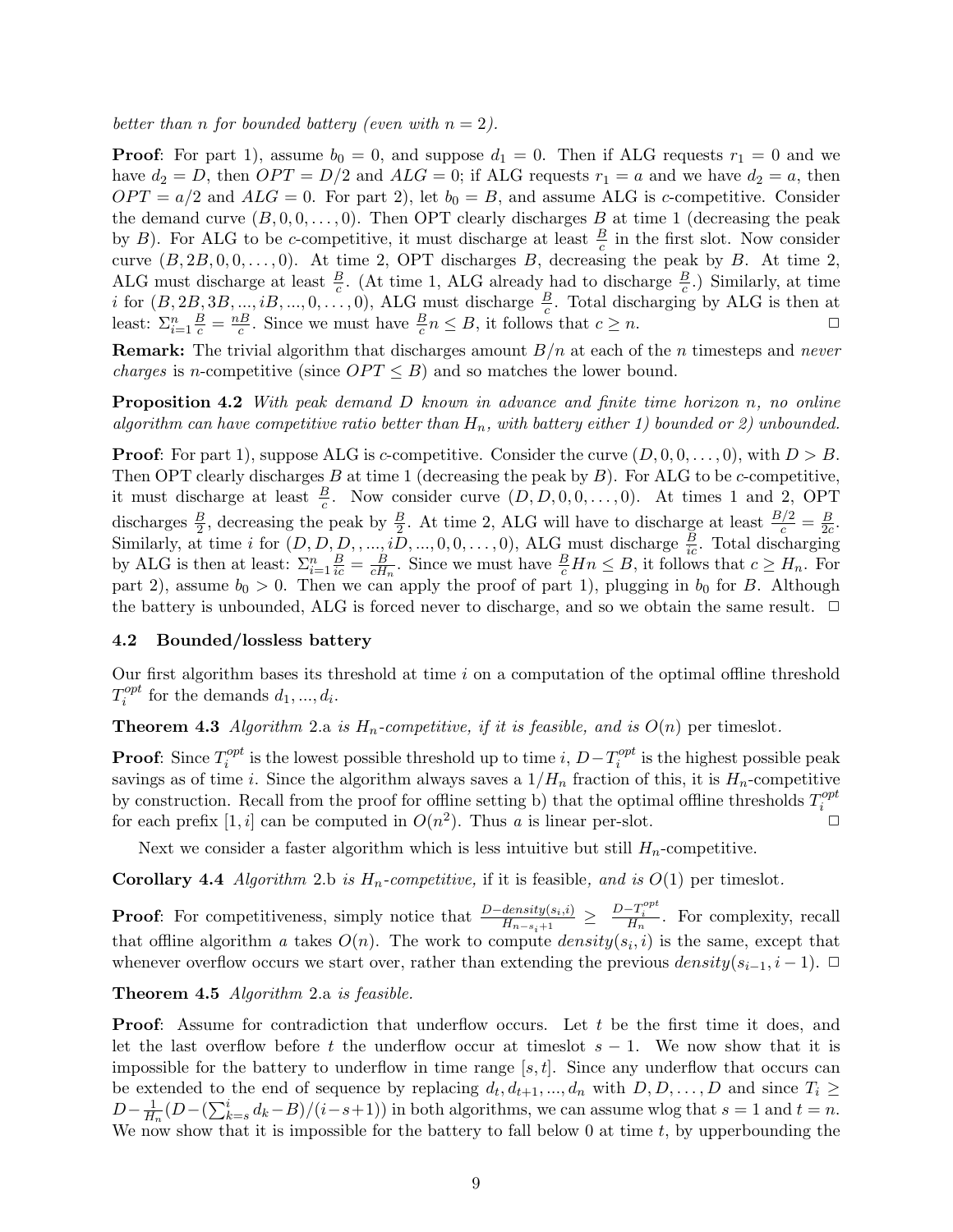*better than n for bounded battery (even with $n = 2$).*

**Proof**: For part 1), assume $b_0 = 0$, and suppose $d_1 = 0$. Then if ALG requests $r_1 = 0$ and we have $d_2 = D$, then $OPT = D/2$ and $ALG = 0$; if ALG requests $r_1 = a$ and we have $d_2 = a$, then $OPT = a/2$ and $ALG = 0$. For part 2), let $b_0 = B$, and assume ALG is $c$-competitive. Consider the demand curve $(B, 0, 0, \ldots, 0)$. Then OPT clearly discharges $B$ at time 1 (decreasing the peak by $B$). For ALG to be $c$-competitive, it must discharge at least $\frac{B}{c}$ in the first slot. Now consider curve $(B, 2B, 0, 0, \ldots, 0)$. At time 2, OPT discharges $B$, decreasing the peak by $B$. At time 2, ALG must discharge at least $\frac{B}{c}$. (At time 1, ALG already had to discharge $\frac{B}{c}$.) Similarly, at time $i$ for $(B, 2B, 3B, ..., iB, ..., 0, \ldots, 0)$, ALG must discharge $\frac{B}{c}$. Total discharging by ALG is then at least: $\Sigma_{i=1}^{n} \frac{B}{c} = \frac{nB}{c}$. Since we must have $\frac{B}{c} n \le B$, it follows that $c \ge n$. □

**Remark:** The trivial algorithm that discharges amount $B/n$ at each of the $n$ timesteps and *never charges* is $n$-competitive (since $OPT \le B$) and so matches the lower bound.

**Proposition 4.2** *With peak demand D known in advance and finite time horizon n, no online algorithm can have competitive ratio better than $H_n$, with battery either 1) bounded or 2) unbounded.*

**Proof**: For part 1), suppose ALG is $c$-competitive. Consider the curve $(D, 0, 0, \ldots, 0)$, with $D > B$. Then OPT clearly discharges $B$ at time 1 (decreasing the peak by $B$). For ALG to be $c$-competitive, it must discharge at least $\frac{B}{c}$. Now consider curve $(D, D, 0, 0, \ldots, 0)$. At times 1 and 2, OPT discharges $\frac{B}{2}$, decreasing the peak by $\frac{B}{2}$. At time 2, ALG will have to discharge at least $\frac{B/2}{c} = \frac{B}{2c}$. Similarly, at time $i$ for $(D, D, D, , ..., iD, ..., 0, 0, \ldots, 0)$, ALG must discharge $\frac{B}{ic}$. Total discharging by ALG is then at least: $\Sigma_{i=1}^{n} \frac{B}{ic} = \frac{B}{cH_n}$. Since we must have $\frac{B}{c} Hn \le B$, it follows that $c \ge H_n$. For part 2), assume $b_0 > 0$. Then we can apply the proof of part 1), plugging in $b_0$ for $B$. Although the battery is unbounded, ALG is forced never to discharge, and so we obtain the same result. □

### 4.2 Bounded/lossless battery

Our first algorithm bases its threshold at time $i$ on a computation of the optimal offline threshold $T_i^{opt}$ for the demands $d_1, ..., d_i$.

**Theorem 4.3** *Algorithm* 2.a *is $H_n$-competitive, if it is feasible, and is $O(n)$ per timeslot.*

**Proof**: Since $T_i^{opt}$ is the lowest possible threshold up to time $i$, $D - T_i^{opt}$ is the highest possible peak savings as of time $i$. Since the algorithm always saves a $1/H_n$ fraction of this, it is $H_n$-competitive by construction. Recall from the proof for offline setting b) that the optimal offline thresholds $T_i^{opt}$ for each prefix $[1, i]$ can be computed in $O(n^2)$. Thus $a$ is linear per-slot. □

Next we consider a faster algorithm which is less intuitive but still $H_n$-competitive.

**Corollary 4.4** *Algorithm* 2.b *is $H_n$-competitive,* if it is feasible*, and is $O(1)$ per timeslot.*

**Proof**: For competitiveness, simply notice that $\frac{D - density(s_i, i)}{H_{n-s_i+1}} \ge \frac{D - T_i^{opt}}{H_n}$. For complexity, recall that offline algorithm $a$ takes $O(n)$. The work to compute $density(s_i, i)$ is the same, except that whenever overflow occurs we start over, rather than extending the previous $density(s_{i-1}, i-1)$. □

**Theorem 4.5** *Algorithm* 2.a *is feasible.*

**Proof**: Assume for contradiction that underflow occurs. Let $t$ be the first time it does, and let the last overflow before $t$ the underflow occur at timeslot $s - 1$. We now show that it is impossible for the battery to underflow in time range $[s, t]$. Since any underflow that occurs can be extended to the end of sequence by replacing $d_t, d_{t+1}, ..., d_n$ with $D, D, \ldots, D$ and since $T_i \ge D - \frac{1}{H_n}(D - (\sum_{k=s}^{i} d_k - B)/(i - s + 1))$ in both algorithms, we can assume wlog that $s = 1$ and $t = n$. We now show that it is impossible for the battery to fall below 0 at time $t$, by upperbounding the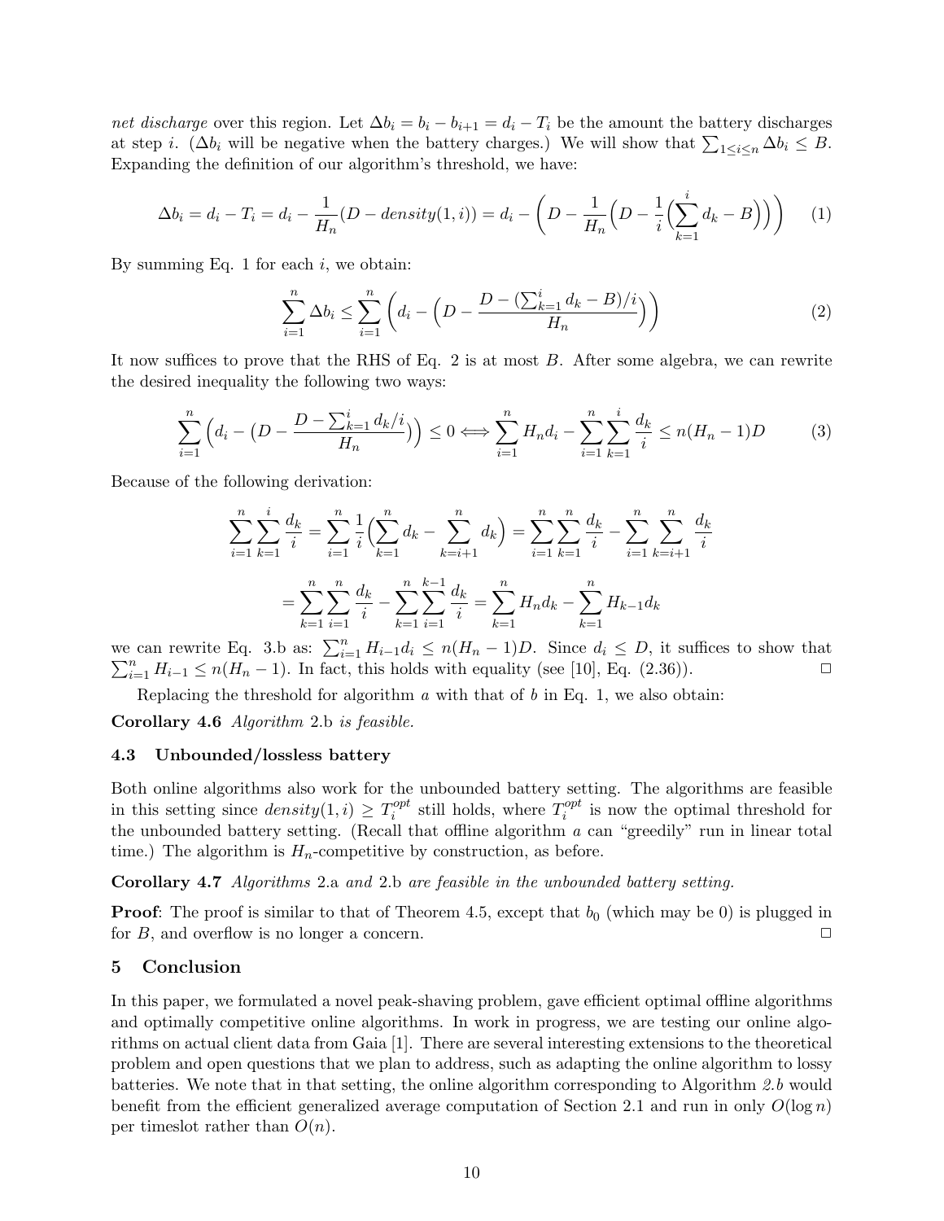*net discharge* over this region. Let $\Delta b_i = b_i - b_{i+1} = d_i - T_i$ be the amount the battery discharges at step $i$. ($\Delta b_i$ will be negative when the battery charges.) We will show that $\sum_{1 \le i \le n} \Delta b_i \le B$. Expanding the definition of our algorithm's threshold, we have:

$$\Delta b_i = d_i - T_i = d_i - \frac{1}{H_n}(D - density(1,i)) = d_i - \Big(D - \frac{1}{H_n}\Big(D - \frac{1}{i}\Big(\sum_{k=1}^{i} d_k - B\Big)\Big)\Big) \tag{1}$$

By summing Eq. 1 for each $i$, we obtain:

$$\sum_{i=1}^{n} \Delta b_i \le \sum_{i=1}^{n} \Big(d_i - \Big(D - \frac{D - (\sum_{k=1}^{i} d_k - B)/i}{H_n}\Big)\Big) \tag{2}$$

It now suffices to prove that the RHS of Eq. 2 is at most $B$. After some algebra, we can rewrite the desired inequality the following two ways:

$$\sum_{i=1}^{n} \Big(d_i - \big(D - \frac{D - \sum_{k=1}^{i} d_k/i}{H_n}\big)\Big) \le 0 \Longleftrightarrow \sum_{i=1}^{n} H_n d_i - \sum_{i=1}^{n}\sum_{k=1}^{i} \frac{d_k}{i} \le n(H_n - 1)D \tag{3}$$

Because of the following derivation:

$$\sum_{i=1}^{n}\sum_{k=1}^{i} \frac{d_k}{i} = \sum_{i=1}^{n} \frac{1}{i}\Big(\sum_{k=1}^{n} d_k - \sum_{k=i+1}^{n} d_k\Big) = \sum_{i=1}^{n}\sum_{k=1}^{n} \frac{d_k}{i} - \sum_{i=1}^{n}\sum_{k=i+1}^{n} \frac{d_k}{i}$$

$$= \sum_{k=1}^{n}\sum_{i=1}^{n} \frac{d_k}{i} - \sum_{k=1}^{n}\sum_{i=1}^{k-1} \frac{d_k}{i} = \sum_{k=1}^{n} H_n d_k - \sum_{k=1}^{n} H_{k-1} d_k$$

we can rewrite Eq. 3.b as: $\sum_{i=1}^{n} H_{i-1} d_i \le n(H_n - 1)D$. Since $d_i \le D$, it suffices to show that $\sum_{i=1}^{n} H_{i-1} \le n(H_n - 1)$. In fact, this holds with equality (see [10], Eq. (2.36)). □

Replacing the threshold for algorithm $a$ with that of $b$ in Eq. 1, we also obtain:

**Corollary 4.6** *Algorithm* 2.b *is feasible.*

### 4.3 Unbounded/lossless battery

Both online algorithms also work for the unbounded battery setting. The algorithms are feasible in this setting since $density(1,i) \ge T_i^{opt}$ still holds, where $T_i^{opt}$ is now the optimal threshold for the unbounded battery setting. (Recall that offline algorithm $a$ can "greedily" run in linear total time.) The algorithm is $H_n$-competitive by construction, as before.

**Corollary 4.7** *Algorithms* 2.a *and* 2.b *are feasible in the unbounded battery setting.*

**Proof**: The proof is similar to that of Theorem 4.5, except that $b_0$ (which may be 0) is plugged in for $B$, and overflow is no longer a concern. □

## 5 Conclusion

In this paper, we formulated a novel peak-shaving problem, gave efficient optimal offline algorithms and optimally competitive online algorithms. In work in progress, we are testing our online algorithms on actual client data from Gaia [1]. There are several interesting extensions to the theoretical problem and open questions that we plan to address, such as adapting the online algorithm to lossy batteries. We note that in that setting, the online algorithm corresponding to Algorithm *2.b* would benefit from the efficient generalized average computation of Section 2.1 and run in only $O(\log n)$ per timeslot rather than $O(n)$.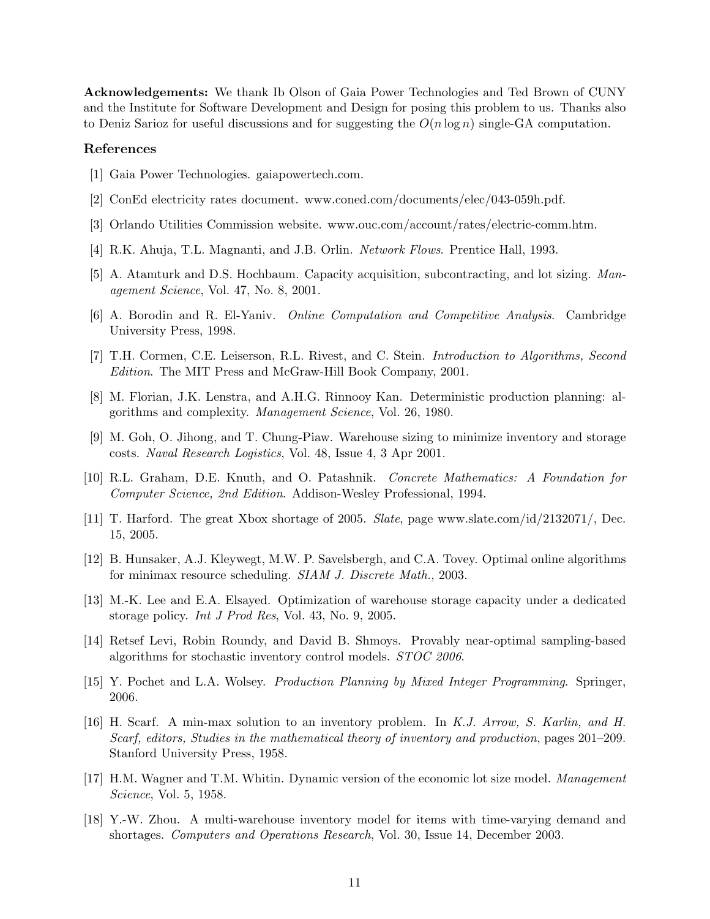**Acknowledgements:** We thank Ib Olson of Gaia Power Technologies and Ted Brown of CUNY and the Institute for Software Development and Design for posing this problem to us. Thanks also to Deniz Sarioz for useful discussions and for suggesting the $O(n \log n)$ single-GA computation.

## References

[1] Gaia Power Technologies. gaiapowertech.com.

[2] ConEd electricity rates document. www.coned.com/documents/elec/043-059h.pdf.

[3] Orlando Utilities Commission website. www.ouc.com/account/rates/electric-comm.htm.

[4] R.K. Ahuja, T.L. Magnanti, and J.B. Orlin. *Network Flows*. Prentice Hall, 1993.

[5] A. Atamturk and D.S. Hochbaum. Capacity acquisition, subcontracting, and lot sizing. *Management Science*, Vol. 47, No. 8, 2001.

[6] A. Borodin and R. El-Yaniv. *Online Computation and Competitive Analysis*. Cambridge University Press, 1998.

[7] T.H. Cormen, C.E. Leiserson, R.L. Rivest, and C. Stein. *Introduction to Algorithms, Second Edition*. The MIT Press and McGraw-Hill Book Company, 2001.

[8] M. Florian, J.K. Lenstra, and A.H.G. Rinnooy Kan. Deterministic production planning: algorithms and complexity. *Management Science*, Vol. 26, 1980.

[9] M. Goh, O. Jihong, and T. Chung-Piaw. Warehouse sizing to minimize inventory and storage costs. *Naval Research Logistics*, Vol. 48, Issue 4, 3 Apr 2001.

[10] R.L. Graham, D.E. Knuth, and O. Patashnik. *Concrete Mathematics: A Foundation for Computer Science, 2nd Edition*. Addison-Wesley Professional, 1994.

[11] T. Harford. The great Xbox shortage of 2005. *Slate*, page www.slate.com/id/2132071/, Dec. 15, 2005.

[12] B. Hunsaker, A.J. Kleywegt, M.W. P. Savelsbergh, and C.A. Tovey. Optimal online algorithms for minimax resource scheduling. *SIAM J. Discrete Math.*, 2003.

[13] M.-K. Lee and E.A. Elsayed. Optimization of warehouse storage capacity under a dedicated storage policy. *Int J Prod Res*, Vol. 43, No. 9, 2005.

[14] Retsef Levi, Robin Roundy, and David B. Shmoys. Provably near-optimal sampling-based algorithms for stochastic inventory control models. *STOC 2006*.

[15] Y. Pochet and L.A. Wolsey. *Production Planning by Mixed Integer Programming*. Springer, 2006.

[16] H. Scarf. A min-max solution to an inventory problem. In *K.J. Arrow, S. Karlin, and H. Scarf, editors, Studies in the mathematical theory of inventory and production*, pages 201–209. Stanford University Press, 1958.

[17] H.M. Wagner and T.M. Whitin. Dynamic version of the economic lot size model. *Management Science*, Vol. 5, 1958.

[18] Y.-W. Zhou. A multi-warehouse inventory model for items with time-varying demand and shortages. *Computers and Operations Research*, Vol. 30, Issue 14, December 2003.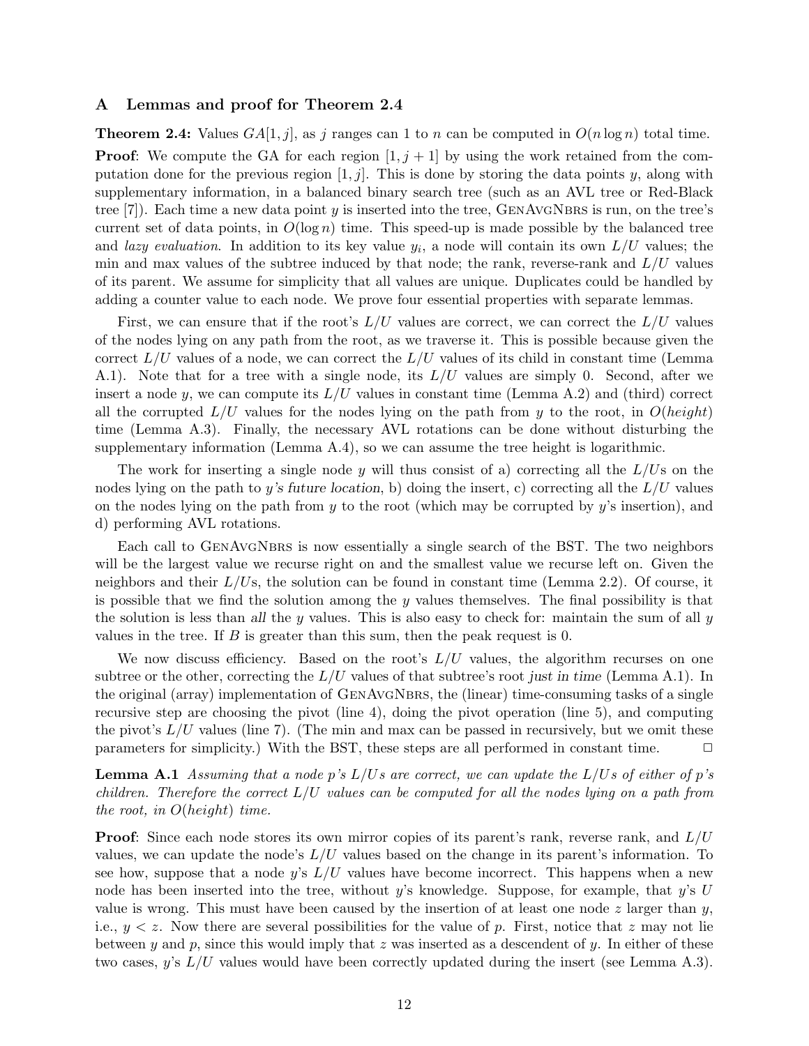## A Lemmas and proof for Theorem 2.4

**Theorem 2.4:** Values $GA[1, j]$, as $j$ ranges can 1 to $n$ can be computed in $O(n \log n)$ total time.

**Proof**: We compute the GA for each region $[1, j + 1]$ by using the work retained from the computation done for the previous region $[1, j]$. This is done by storing the data points $y$, along with supplementary information, in a balanced binary search tree (such as an AVL tree or Red-Black tree [7]). Each time a new data point $y$ is inserted into the tree, GenAvgNbrs is run, on the tree's current set of data points, in $O(\log n)$ time. This speed-up is made possible by the balanced tree and *lazy evaluation*. In addition to its key value $y_i$, a node will contain its own $L/U$ values; the min and max values of the subtree induced by that node; the rank, reverse-rank and $L/U$ values of its parent. We assume for simplicity that all values are unique. Duplicates could be handled by adding a counter value to each node. We prove four essential properties with separate lemmas.

First, we can ensure that if the root's $L/U$ values are correct, we can correct the $L/U$ values of the nodes lying on any path from the root, as we traverse it. This is possible because given the correct $L/U$ values of a node, we can correct the $L/U$ values of its child in constant time (Lemma A.1). Note that for a tree with a single node, its $L/U$ values are simply 0. Second, after we insert a node $y$, we can compute its $L/U$ values in constant time (Lemma A.2) and (third) correct all the corrupted $L/U$ values for the nodes lying on the path from $y$ to the root, in $O(height)$ time (Lemma A.3). Finally, the necessary AVL rotations can be done without disturbing the supplementary information (Lemma A.4), so we can assume the tree height is logarithmic.

The work for inserting a single node $y$ will thus consist of a) correcting all the $L/U$s on the nodes lying on the path to *$y$'s future location*, b) doing the insert, c) correcting all the $L/U$ values on the nodes lying on the path from $y$ to the root (which may be corrupted by $y$'s insertion), and d) performing AVL rotations.

Each call to GenAvgNbrs is now essentially a single search of the BST. The two neighbors will be the largest value we recurse right on and the smallest value we recurse left on. Given the neighbors and their $L/U$s, the solution can be found in constant time (Lemma 2.2). Of course, it is possible that we find the solution among the $y$ values themselves. The final possibility is that the solution is less than *all* the $y$ values. This is also easy to check for: maintain the sum of all $y$ values in the tree. If $B$ is greater than this sum, then the peak request is 0.

We now discuss efficiency. Based on the root's $L/U$ values, the algorithm recurses on one subtree or the other, correcting the $L/U$ values of that subtree's root *just in time* (Lemma A.1). In the original (array) implementation of GenAvgNbrs, the (linear) time-consuming tasks of a single recursive step are choosing the pivot (line 4), doing the pivot operation (line 5), and computing the pivot's $L/U$ values (line 7). (The min and max can be passed in recursively, but we omit these parameters for simplicity.) With the BST, these steps are all performed in constant time. □

**Lemma A.1** *Assuming that a node $p$'s $L/U$s are correct, we can update the $L/U$s of either of $p$'s children. Therefore the correct $L/U$ values can be computed for all the nodes lying on a path from the root, in $O(height)$ time.*

**Proof**: Since each node stores its own mirror copies of its parent's rank, reverse rank, and $L/U$ values, we can update the node's $L/U$ values based on the change in its parent's information. To see how, suppose that a node $y$'s $L/U$ values have become incorrect. This happens when a new node has been inserted into the tree, without $y$'s knowledge. Suppose, for example, that $y$'s $U$ value is wrong. This must have been caused by the insertion of at least one node $z$ larger than $y$, i.e., $y < z$. Now there are several possibilities for the value of $p$. First, notice that $z$ may not lie between $y$ and $p$, since this would imply that $z$ was inserted as a descendent of $y$. In either of these two cases, $y$'s $L/U$ values would have been correctly updated during the insert (see Lemma A.3).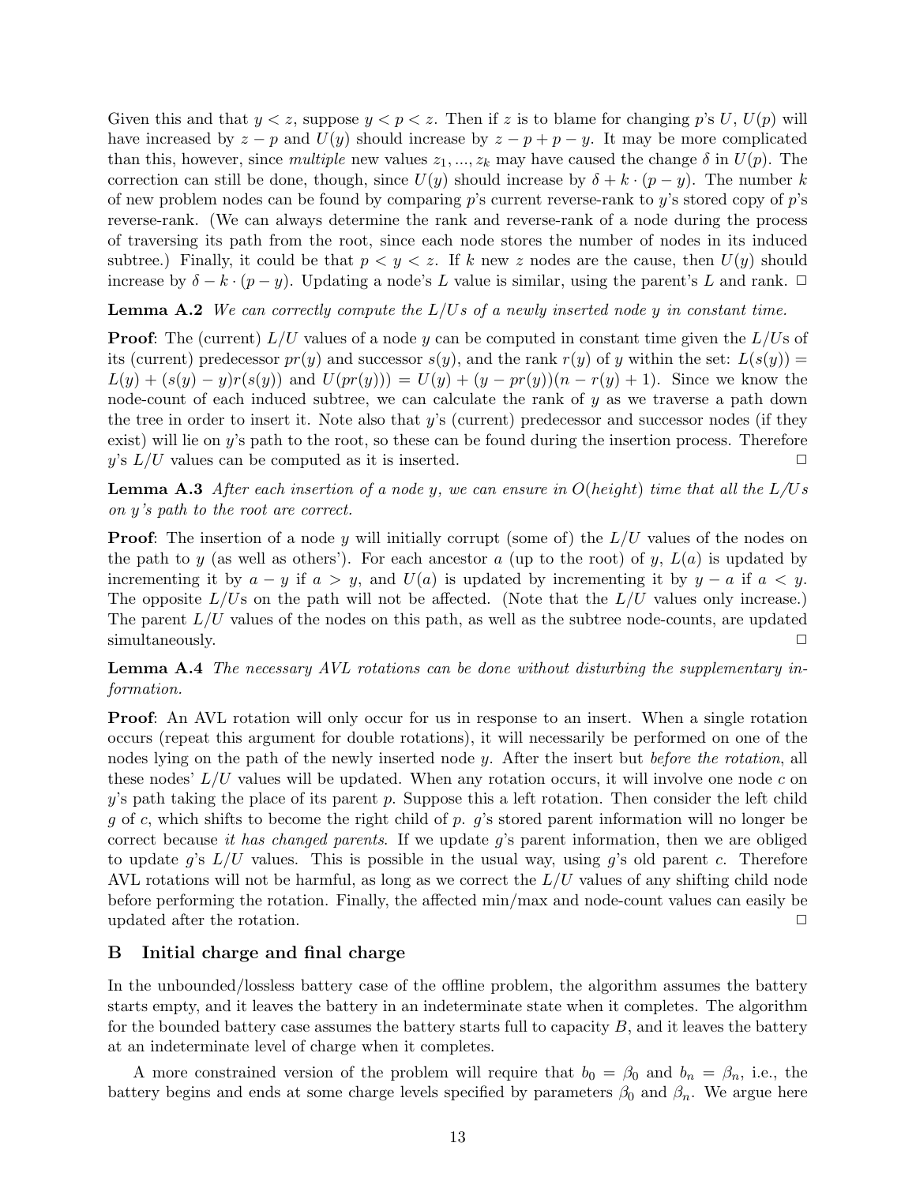Given this and that $y < z$, suppose $y < p < z$. Then if $z$ is to blame for changing $p$'s $U$, $U(p)$ will have increased by $z - p$ and $U(y)$ should increase by $z - p + p - y$. It may be more complicated than this, however, since *multiple* new values $z_1, ..., z_k$ may have caused the change $\delta$ in $U(p)$. The correction can still be done, though, since $U(y)$ should increase by $\delta + k \cdot (p - y)$. The number $k$ of new problem nodes can be found by comparing $p$'s current reverse-rank to $y$'s stored copy of $p$'s reverse-rank. (We can always determine the rank and reverse-rank of a node during the process of traversing its path from the root, since each node stores the number of nodes in its induced subtree.) Finally, it could be that $p < y < z$. If $k$ new $z$ nodes are the cause, then $U(y)$ should increase by $\delta - k \cdot (p - y)$. Updating a node's $L$ value is similar, using the parent's $L$ and rank. □

**Lemma A.2** *We can correctly compute the $L/U$s of a newly inserted node $y$ in constant time.*

**Proof**: The (current) $L/U$ values of a node $y$ can be computed in constant time given the $L/U$s of its (current) predecessor $pr(y)$ and successor $s(y)$, and the rank $r(y)$ of $y$ within the set: $L(s(y)) = L(y) + (s(y) - y)r(s(y))$ and $U(pr(y))) = U(y) + (y - pr(y))(n - r(y) + 1)$. Since we know the node-count of each induced subtree, we can calculate the rank of $y$ as we traverse a path down the tree in order to insert it. Note also that $y$'s (current) predecessor and successor nodes (if they exist) will lie on $y$'s path to the root, so these can be found during the insertion process. Therefore $y$'s $L/U$ values can be computed as it is inserted. □

**Lemma A.3** *After each insertion of a node $y$, we can ensure in $O(height)$ time that all the $L/U$s on $y$'s path to the root are correct.*

**Proof**: The insertion of a node $y$ will initially corrupt (some of) the $L/U$ values of the nodes on the path to $y$ (as well as others'). For each ancestor $a$ (up to the root) of $y$, $L(a)$ is updated by incrementing it by $a - y$ if $a > y$, and $U(a)$ is updated by incrementing it by $y - a$ if $a < y$. The opposite $L/U$s on the path will not be affected. (Note that the $L/U$ values only increase.) The parent $L/U$ values of the nodes on this path, as well as the subtree node-counts, are updated simultaneously. □

**Lemma A.4** *The necessary AVL rotations can be done without disturbing the supplementary information.*

**Proof**: An AVL rotation will only occur for us in response to an insert. When a single rotation occurs (repeat this argument for double rotations), it will necessarily be performed on one of the nodes lying on the path of the newly inserted node $y$. After the insert but *before the rotation*, all these nodes' $L/U$ values will be updated. When any rotation occurs, it will involve one node $c$ on $y$'s path taking the place of its parent $p$. Suppose this a left rotation. Then consider the left child $g$ of $c$, which shifts to become the right child of $p$. $g$'s stored parent information will no longer be correct because *it has changed parents*. If we update $g$'s parent information, then we are obliged to update $g$'s $L/U$ values. This is possible in the usual way, using $g$'s old parent $c$. Therefore AVL rotations will not be harmful, as long as we correct the $L/U$ values of any shifting child node before performing the rotation. Finally, the affected min/max and node-count values can easily be updated after the rotation. □

## B Initial charge and final charge

In the unbounded/lossless battery case of the offline problem, the algorithm assumes the battery starts empty, and it leaves the battery in an indeterminate state when it completes. The algorithm for the bounded battery case assumes the battery starts full to capacity $B$, and it leaves the battery at an indeterminate level of charge when it completes.

A more constrained version of the problem will require that $b_0 = \beta_0$ and $b_n = \beta_n$, i.e., the battery begins and ends at some charge levels specified by parameters $\beta_0$ and $\beta_n$. We argue here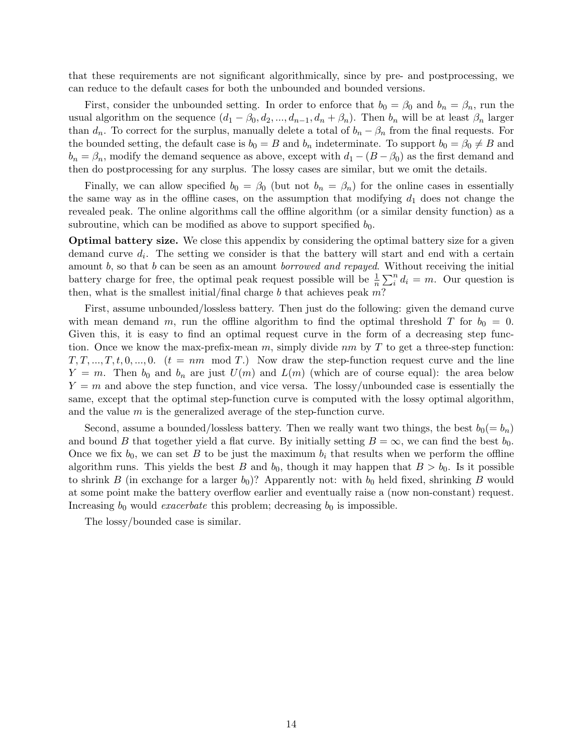that these requirements are not significant algorithmically, since by pre- and postprocessing, we can reduce to the default cases for both the unbounded and bounded versions.

First, consider the unbounded setting. In order to enforce that $b_0 = \beta_0$ and $b_n = \beta_n$, run the usual algorithm on the sequence $(d_1 - \beta_0, d_2, ..., d_{n-1}, d_n + \beta_n)$. Then $b_n$ will be at least $\beta_n$ larger than $d_n$. To correct for the surplus, manually delete a total of $b_n - \beta_n$ from the final requests. For the bounded setting, the default case is $b_0 = B$ and $b_n$ indeterminate. To support $b_0 = \beta_0 \neq B$ and $b_n = \beta_n$, modify the demand sequence as above, except with $d_1 - (B - \beta_0)$ as the first demand and then do postprocessing for any surplus. The lossy cases are similar, but we omit the details.

Finally, we can allow specified $b_0 = \beta_0$ (but not $b_n = \beta_n$) for the online cases in essentially the same way as in the offline cases, on the assumption that modifying $d_1$ does not change the revealed peak. The online algorithms call the offline algorithm (or a similar density function) as a subroutine, which can be modified as above to support specified $b_0$.

**Optimal battery size.** We close this appendix by considering the optimal battery size for a given demand curve $d_i$. The setting we consider is that the battery will start and end with a certain amount $b$, so that $b$ can be seen as an amount *borrowed and repayed*. Without receiving the initial battery charge for free, the optimal peak request possible will be $\frac{1}{n}\sum_i^n d_i = m$. Our question is then, what is the smallest initial/final charge $b$ that achieves peak $m$?

First, assume unbounded/lossless battery. Then just do the following: given the demand curve with mean demand $m$, run the offline algorithm to find the optimal threshold $T$ for $b_0 = 0$. Given this, it is easy to find an optimal request curve in the form of a decreasing step function. Once we know the max-prefix-mean $m$, simply divide $nm$ by $T$ to get a three-step function: $T, T, ..., T, t, 0, ..., 0$. ($t = nm \mod T$.) Now draw the step-function request curve and the line $Y = m$. Then $b_0$ and $b_n$ are just $U(m)$ and $L(m)$ (which are of course equal): the area below $Y = m$ and above the step function, and vice versa. The lossy/unbounded case is essentially the same, except that the optimal step-function curve is computed with the lossy optimal algorithm, and the value $m$ is the generalized average of the step-function curve.

Second, assume a bounded/lossless battery. Then we really want two things, the best $b_0 (= b_n)$ and bound $B$ that together yield a flat curve. By initially setting $B = \infty$, we can find the best $b_0$. Once we fix $b_0$, we can set $B$ to be just the maximum $b_i$ that results when we perform the offline algorithm runs. This yields the best $B$ and $b_0$, though it may happen that $B > b_0$. Is it possible to shrink $B$ (in exchange for a larger $b_0$)? Apparently not: with $b_0$ held fixed, shrinking $B$ would at some point make the battery overflow earlier and eventually raise a (now non-constant) request. Increasing $b_0$ would *exacerbate* this problem; decreasing $b_0$ is impossible.

The lossy/bounded case is similar.